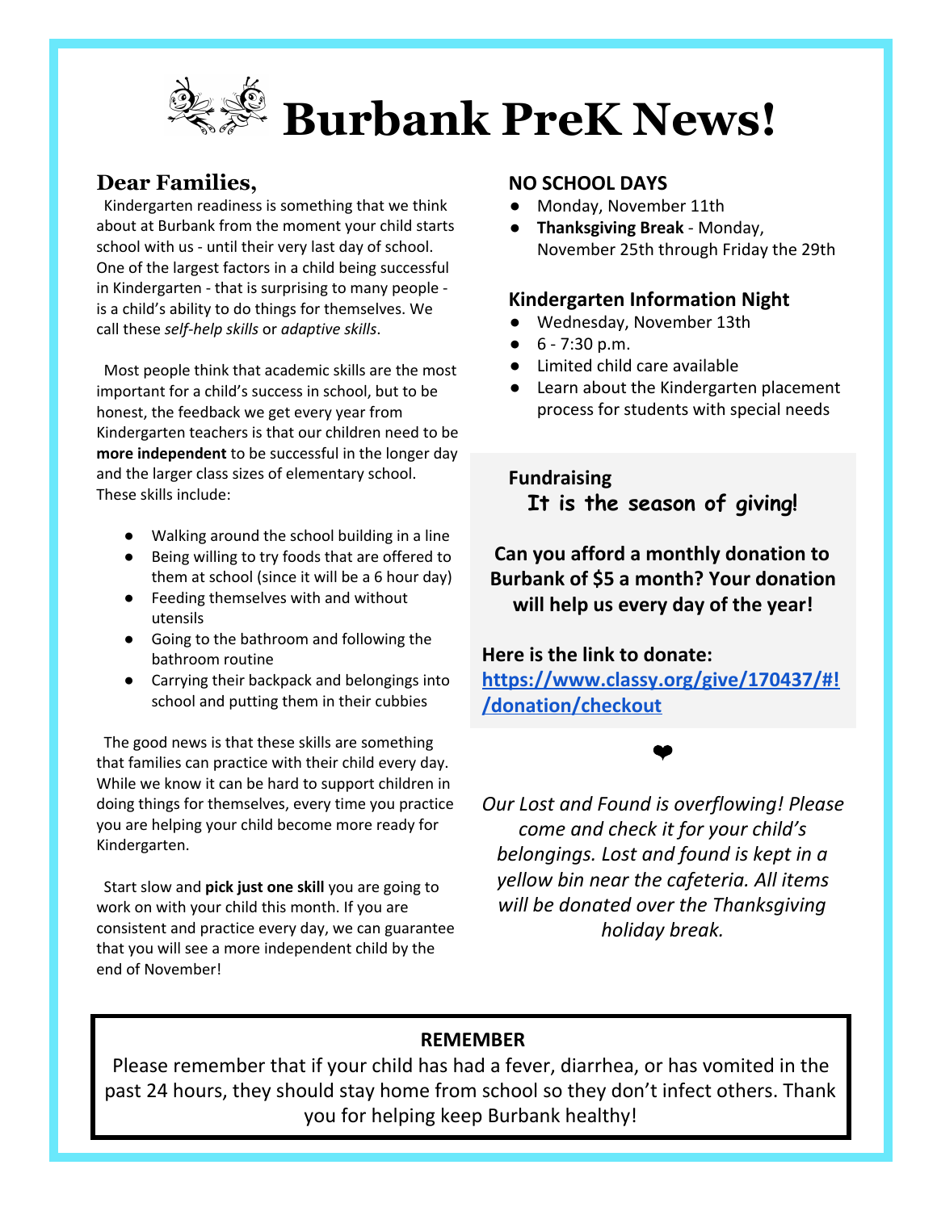# Burbank PreK News!

## Dear Families,

Kindergarten readiness is something that we think about at Burbank from the moment your child starts school with us - until their very last day of school. One of the largest factors in a child being successful in Kindergarten - that is surprising to many people - is a child's ability to do things for themselves. We call these *self-help skills* or *adaptive skills*.

Most people think that academic skills are the most important for a child's success in school, but to be honest, the feedback we get every year from Kindergarten teachers is that our children need to be **more independent** to be successful in the longer day and the larger class sizes of elementary school. These skills include:

- Walking around the school building in a line
- Being willing to try foods that are offered to them at school (since it will be a 6 hour day)
- Feeding themselves with and without utensils
- Going to the bathroom and following the bathroom routine
- Carrying their backpack and belongings into school and putting them in their cubbies

The good news is that these skills are something that families can practice with their child every day. While we know it can be hard to support children in doing things for themselves, every time you practice you are helping your child become more ready for Kindergarten.

Start slow and **pick just one skill** you are going to work on with your child this month. If you are consistent and practice every day, we can guarantee that you will see a more independent child by the end of November!

### NO SCHOOL DAYS

- Monday, November 11th
- **Thanksgiving Break** - Monday, November 25th through Friday the 29th

### Kindergarten Information Night

- Wednesday, November 13th
- 6 - 7:30 p.m.
- Limited child care available
- Learn about the Kindergarten placement process for students with special needs

### Fundraising

**It is the season of giving!**

**Can you afford a monthly donation to Burbank of $5 a month? Your donation will help us every day of the year!**

**Here is the link to donate:**
**https://www.classy.org/give/170437/#!/donation/checkout**

❤

*Our Lost and Found is overflowing! Please come and check it for your child's belongings. Lost and found is kept in a yellow bin near the cafeteria. All items will be donated over the Thanksgiving holiday break.*

### REMEMBER

Please remember that if your child has had a fever, diarrhea, or has vomited in the past 24 hours, they should stay home from school so they don't infect others. Thank you for helping keep Burbank healthy!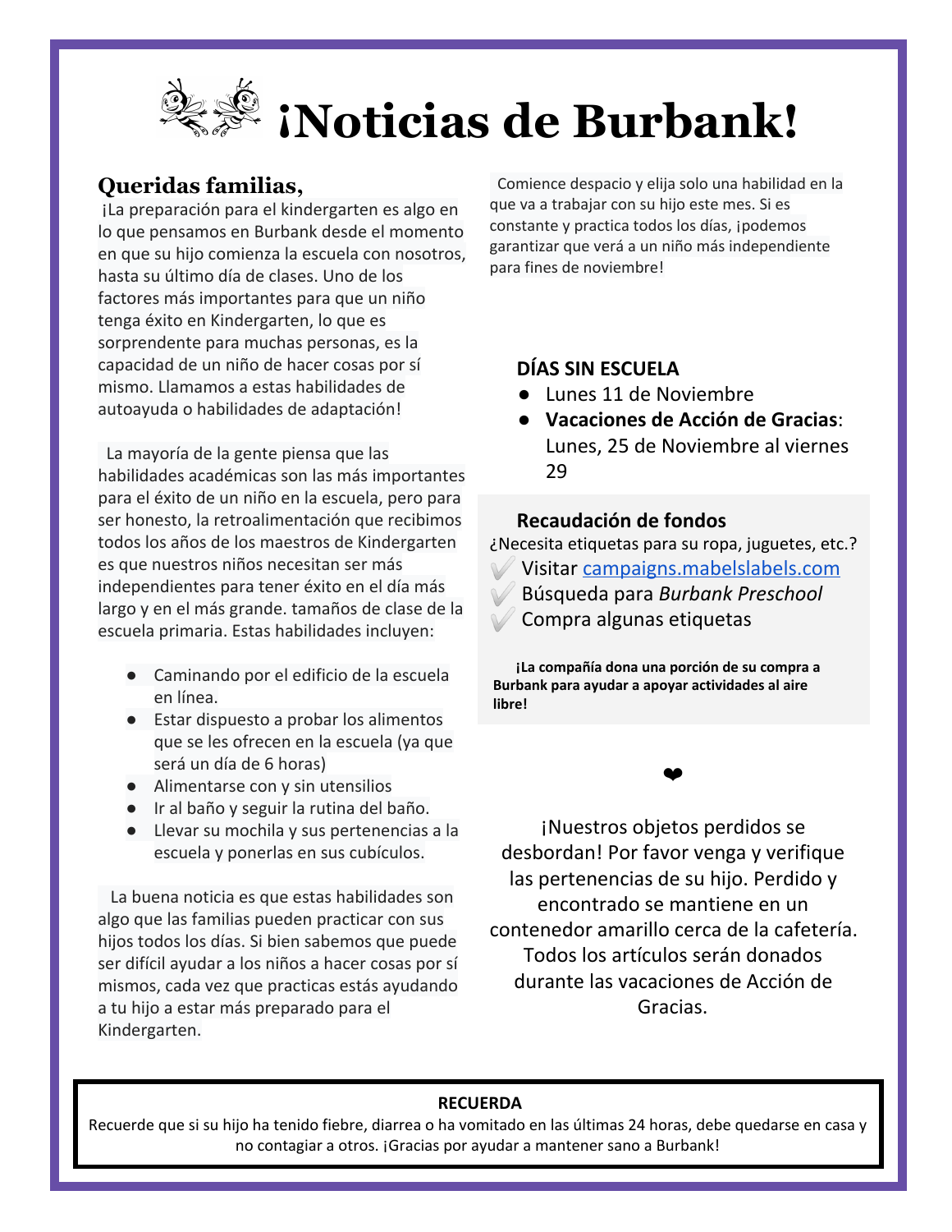# ¡Noticias de Burbank!

## Queridas familias,

¡La preparación para el kindergarten es algo en lo que pensamos en Burbank desde el momento en que su hijo comienza la escuela con nosotros, hasta su último día de clases. Uno de los factores más importantes para que un niño tenga éxito en Kindergarten, lo que es sorprendente para muchas personas, es la capacidad de un niño de hacer cosas por sí mismo. Llamamos a estas habilidades de autoayuda o habilidades de adaptación!

La mayoría de la gente piensa que las habilidades académicas son las más importantes para el éxito de un niño en la escuela, pero para ser honesto, la retroalimentación que recibimos todos los años de los maestros de Kindergarten es que nuestros niños necesitan ser más independientes para tener éxito en el día más largo y en el más grande. tamaños de clase de la escuela primaria. Estas habilidades incluyen:

- Caminando por el edificio de la escuela en línea.
- Estar dispuesto a probar los alimentos que se les ofrecen en la escuela (ya que será un día de 6 horas)
- Alimentarse con y sin utensilios
- Ir al baño y seguir la rutina del baño.
- Llevar su mochila y sus pertenencias a la escuela y ponerlas en sus cubículos.

La buena noticia es que estas habilidades son algo que las familias pueden practicar con sus hijos todos los días. Si bien sabemos que puede ser difícil ayudar a los niños a hacer cosas por sí mismos, cada vez que practicas estás ayudando a tu hijo a estar más preparado para el Kindergarten.

Comience despacio y elija solo una habilidad en la que va a trabajar con su hijo este mes. Si es constante y practica todos los días, ¡podemos garantizar que verá a un niño más independiente para fines de noviembre!

### DÍAS SIN ESCUELA

- Lunes 11 de Noviembre
- **Vacaciones de Acción de Gracias**: Lunes, 25 de Noviembre al viernes 29

### Recaudación de fondos

¿Necesita etiquetas para su ropa, juguetes, etc.?

✔ Visitar campaigns.mabelslabels.com
✔ Búsqueda para *Burbank Preschool*
✔ Compra algunas etiquetas

**¡La compañía dona una porción de su compra a Burbank para ayudar a apoyar actividades al aire libre!**

❤

¡Nuestros objetos perdidos se desbordan! Por favor venga y verifique las pertenencias de su hijo. Perdido y encontrado se mantiene en un contenedor amarillo cerca de la cafetería. Todos los artículos serán donados durante las vacaciones de Acción de Gracias.

**RECUERDA**

Recuerde que si su hijo ha tenido fiebre, diarrea o ha vomitado en las últimas 24 horas, debe quedarse en casa y no contagiar a otros. ¡Gracias por ayudar a mantener sano a Burbank!